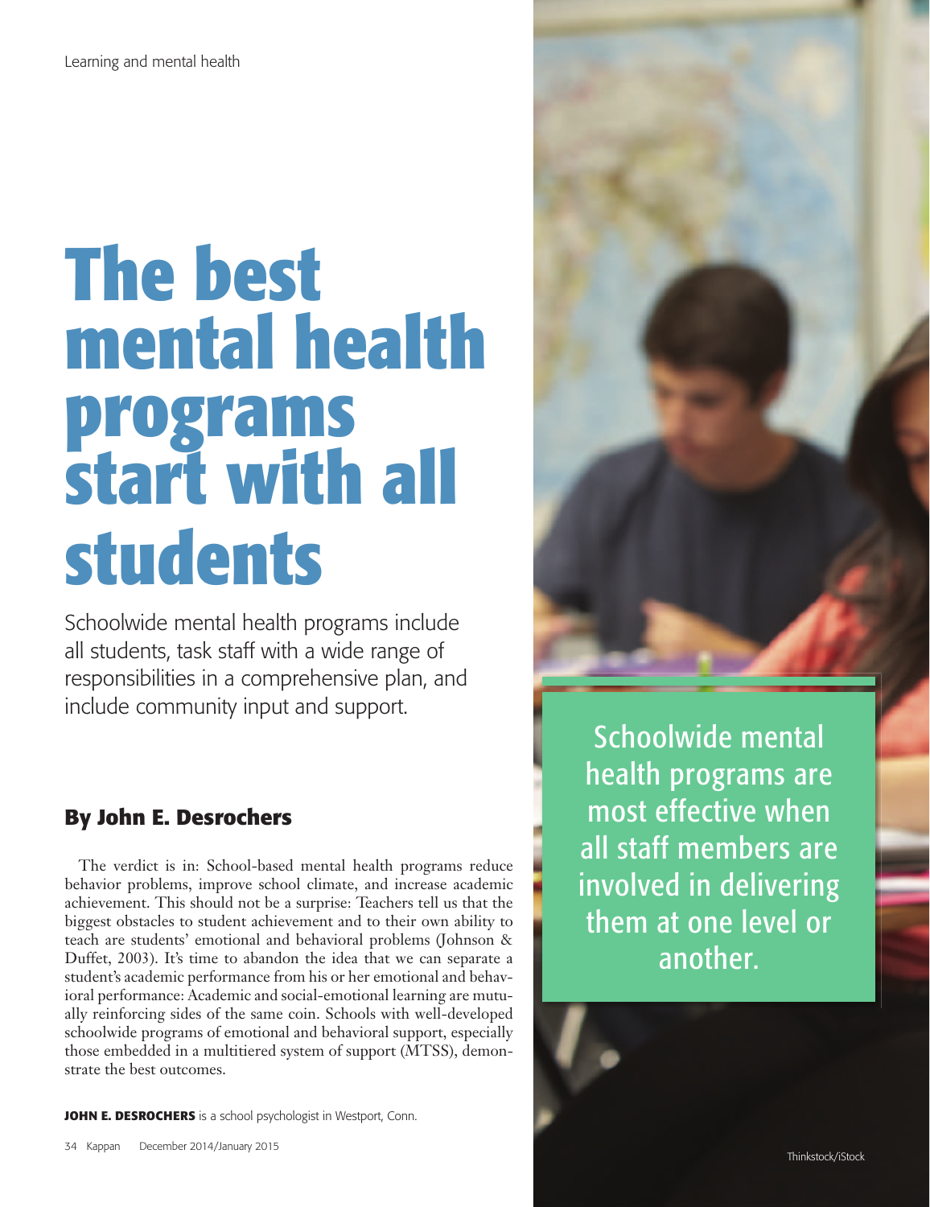Learning and mental health

# The best mental health programs start with all students

Schoolwide mental health programs include all students, task staff with a wide range of responsibilities in a comprehensive plan, and include community input and support.

## By John E. Desrochers

The verdict is in: School-based mental health programs reduce behavior problems, improve school climate, and increase academic achievement. This should not be a surprise: Teachers tell us that the biggest obstacles to student achievement and to their own ability to teach are students' emotional and behavioral problems (Johnson & Duffet, 2003). It's time to abandon the idea that we can separate a student's academic performance from his or her emotional and behavioral performance: Academic and social-emotional learning are mutually reinforcing sides of the same coin. Schools with well-developed schoolwide programs of emotional and behavioral support, especially those embedded in a multitiered system of support (MTSS), demonstrate the best outcomes.

> Schoolwide mental health programs are most effective when all staff members are involved in delivering them at one level or another.

**JOHN E. DESROCHERS** is a school psychologist in Westport, Conn.

Thinkstock/iStock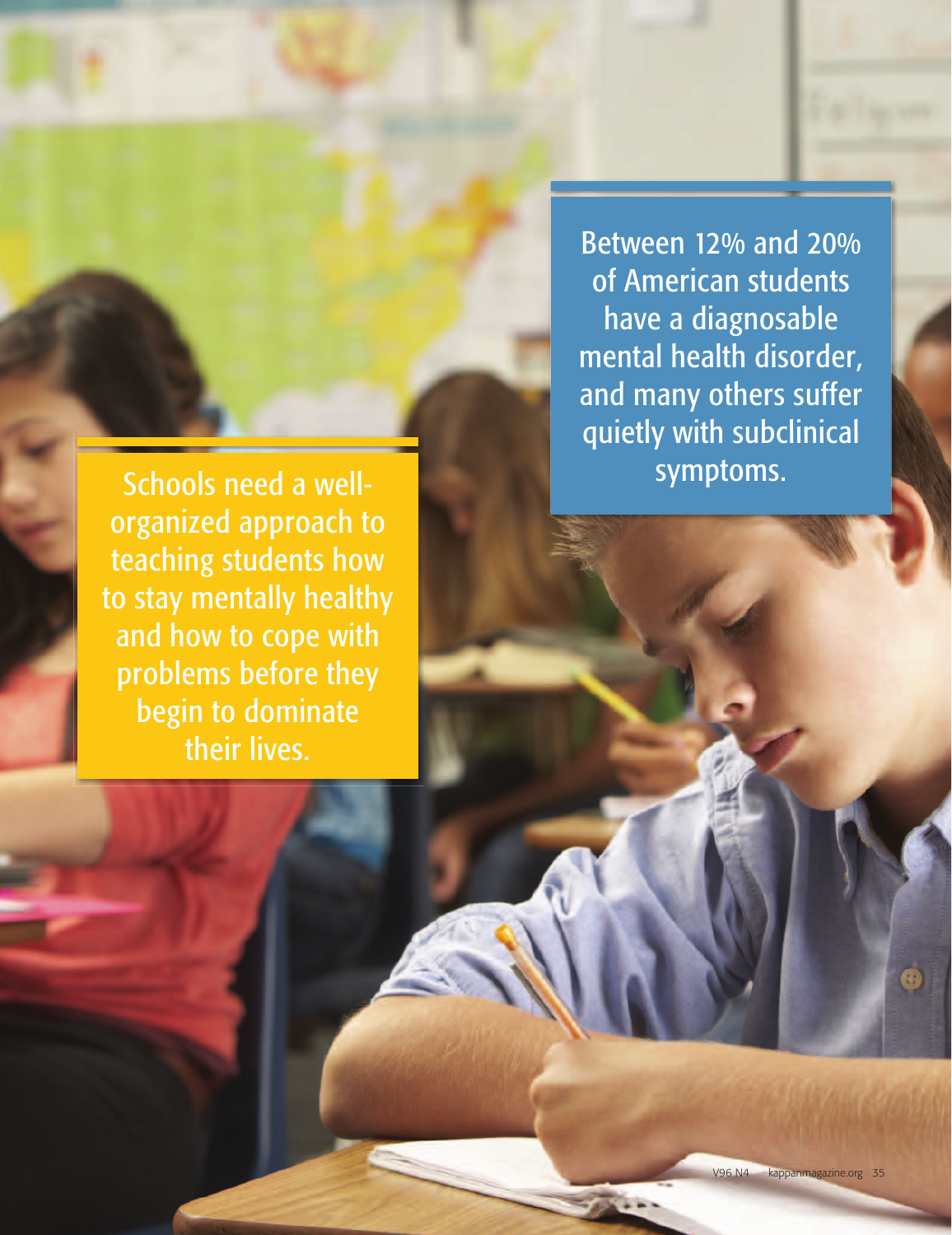Between 12% and 20% of American students have a diagnosable mental health disorder, and many others suffer quietly with subclinical symptoms.

Schools need a well-organized approach to teaching students how to stay mentally healthy and how to cope with problems before they begin to dominate their lives.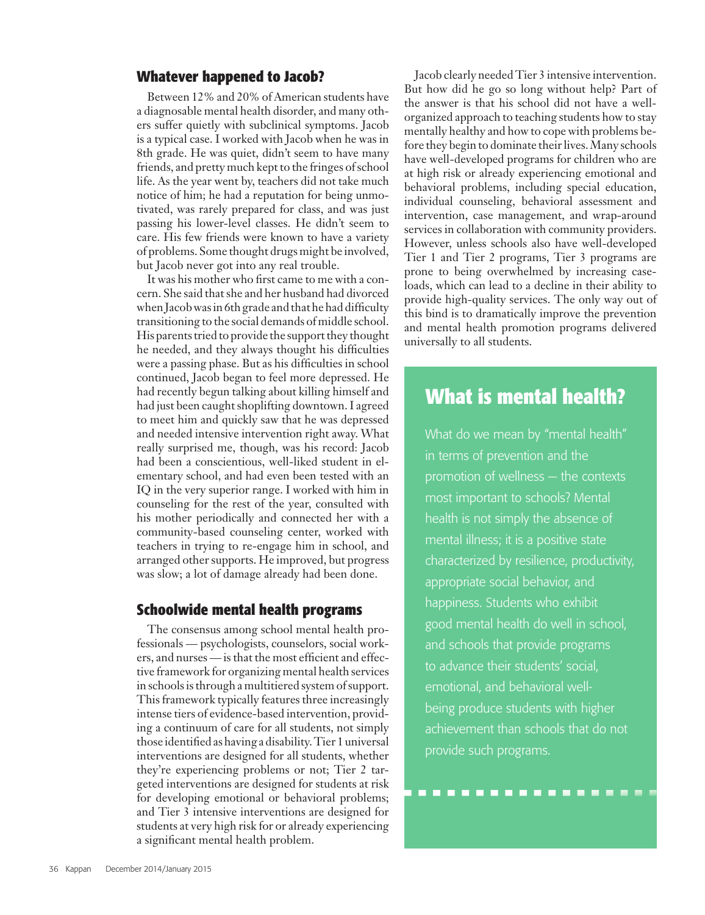## Whatever happened to Jacob?

Between 12% and 20% of American students have a diagnosable mental health disorder, and many others suffer quietly with subclinical symptoms. Jacob is a typical case. I worked with Jacob when he was in 8th grade. He was quiet, didn't seem to have many friends, and pretty much kept to the fringes of school life. As the year went by, teachers did not take much notice of him; he had a reputation for being unmotivated, was rarely prepared for class, and was just passing his lower-level classes. He didn't seem to care. His few friends were known to have a variety of problems. Some thought drugs might be involved, but Jacob never got into any real trouble.

It was his mother who first came to me with a concern. She said that she and her husband had divorced when Jacob was in 6th grade and that he had difficulty transitioning to the social demands of middle school. His parents tried to provide the support they thought he needed, and they always thought his difficulties were a passing phase. But as his difficulties in school continued, Jacob began to feel more depressed. He had recently begun talking about killing himself and had just been caught shoplifting downtown. I agreed to meet him and quickly saw that he was depressed and needed intensive intervention right away. What really surprised me, though, was his record: Jacob had been a conscientious, well-liked student in elementary school, and had even been tested with an IQ in the very superior range. I worked with him in counseling for the rest of the year, consulted with his mother periodically and connected her with a community-based counseling center, worked with teachers in trying to re-engage him in school, and arranged other supports. He improved, but progress was slow; a lot of damage already had been done.

## Schoolwide mental health programs

The consensus among school mental health professionals — psychologists, counselors, social workers, and nurses — is that the most efficient and effective framework for organizing mental health services in schools is through a multitiered system of support. This framework typically features three increasingly intense tiers of evidence-based intervention, providing a continuum of care for all students, not simply those identified as having a disability. Tier 1 universal interventions are designed for all students, whether they're experiencing problems or not; Tier 2 targeted interventions are designed for students at risk for developing emotional or behavioral problems; and Tier 3 intensive interventions are designed for students at very high risk for or already experiencing a significant mental health problem.

Jacob clearly needed Tier 3 intensive intervention. But how did he go so long without help? Part of the answer is that his school did not have a well-organized approach to teaching students how to stay mentally healthy and how to cope with problems before they begin to dominate their lives. Many schools have well-developed programs for children who are at high risk or already experiencing emotional and behavioral problems, including special education, individual counseling, behavioral assessment and intervention, case management, and wrap-around services in collaboration with community providers. However, unless schools also have well-developed Tier 1 and Tier 2 programs, Tier 3 programs are prone to being overwhelmed by increasing caseloads, which can lead to a decline in their ability to provide high-quality services. The only way out of this bind is to dramatically improve the prevention and mental health promotion programs delivered universally to all students.

## What is mental health?

What do we mean by "mental health" in terms of prevention and the promotion of wellness — the contexts most important to schools? Mental health is not simply the absence of mental illness; it is a positive state characterized by resilience, productivity, appropriate social behavior, and happiness. Students who exhibit good mental health do well in school, and schools that provide programs to advance their students' social, emotional, and behavioral well-being produce students with higher achievement than schools that do not provide such programs.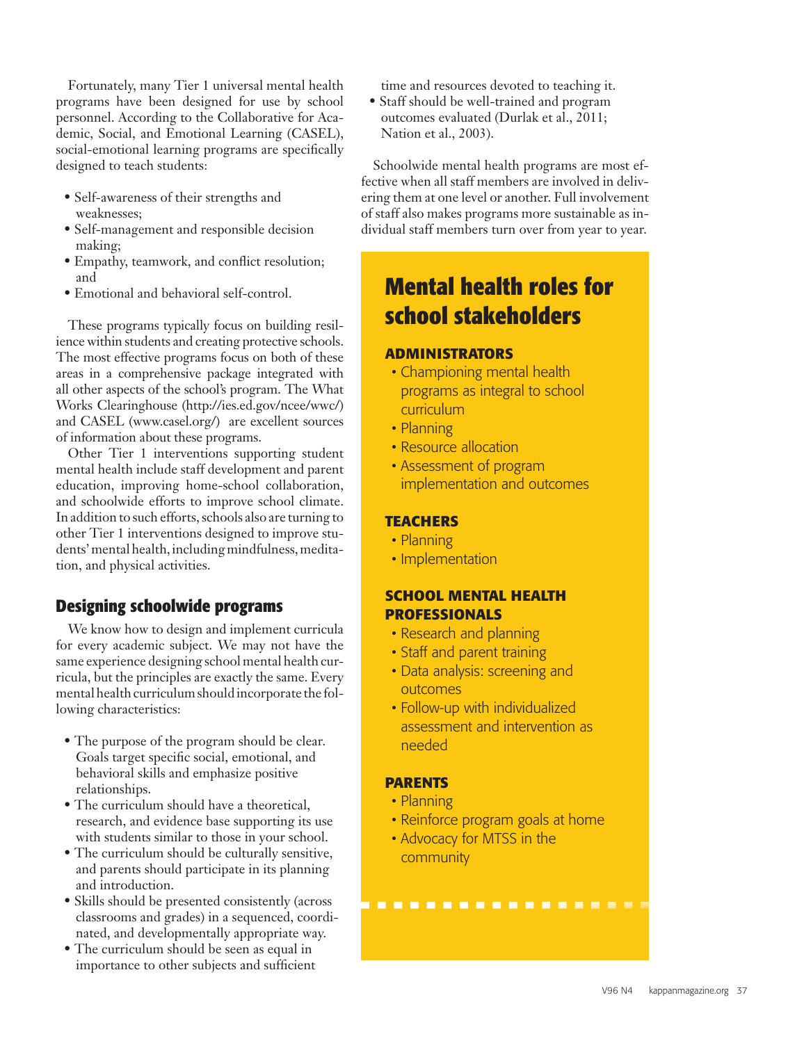Fortunately, many Tier 1 universal mental health programs have been designed for use by school personnel. According to the Collaborative for Academic, Social, and Emotional Learning (CASEL), social-emotional learning programs are specifically designed to teach students:

- Self-awareness of their strengths and weaknesses;
- Self-management and responsible decision making;
- Empathy, teamwork, and conflict resolution; and
- Emotional and behavioral self-control.

These programs typically focus on building resilience within students and creating protective schools. The most effective programs focus on both of these areas in a comprehensive package integrated with all other aspects of the school's program. The What Works Clearinghouse (http://ies.ed.gov/ncee/wwc/) and CASEL (www.casel.org/) are excellent sources of information about these programs.

Other Tier 1 interventions supporting student mental health include staff development and parent education, improving home-school collaboration, and schoolwide efforts to improve school climate. In addition to such efforts, schools also are turning to other Tier 1 interventions designed to improve students' mental health, including mindfulness, meditation, and physical activities.

## Designing schoolwide programs

We know how to design and implement curricula for every academic subject. We may not have the same experience designing school mental health curricula, but the principles are exactly the same. Every mental health curriculum should incorporate the following characteristics:

- The purpose of the program should be clear. Goals target specific social, emotional, and behavioral skills and emphasize positive relationships.
- The curriculum should have a theoretical, research, and evidence base supporting its use with students similar to those in your school.
- The curriculum should be culturally sensitive, and parents should participate in its planning and introduction.
- Skills should be presented consistently (across classrooms and grades) in a sequenced, coordinated, and developmentally appropriate way.
- The curriculum should be seen as equal in importance to other subjects and sufficient time and resources devoted to teaching it.
- Staff should be well-trained and program outcomes evaluated (Durlak et al., 2011; Nation et al., 2003).

Schoolwide mental health programs are most effective when all staff members are involved in delivering them at one level or another. Full involvement of staff also makes programs more sustainable as individual staff members turn over from year to year.

## Mental health roles for school stakeholders

### ADMINISTRATORS

- Championing mental health programs as integral to school curriculum
- Planning
- Resource allocation
- Assessment of program implementation and outcomes

### TEACHERS

- Planning
- Implementation

### SCHOOL MENTAL HEALTH PROFESSIONALS

- Research and planning
- Staff and parent training
- Data analysis: screening and outcomes
- Follow-up with individualized assessment and intervention as needed

### PARENTS

- Planning
- Reinforce program goals at home
- Advocacy for MTSS in the community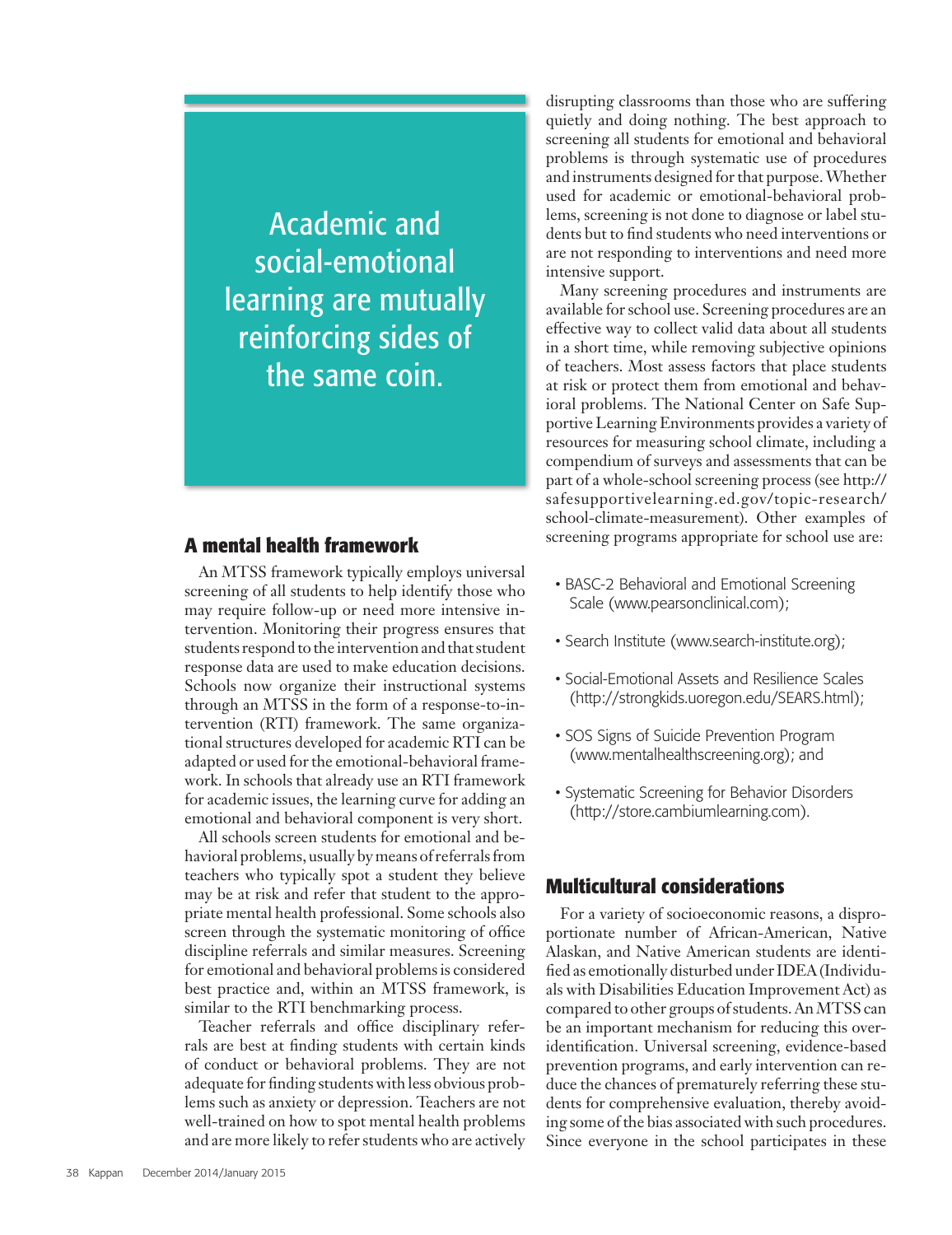> Academic and social-emotional learning are mutually reinforcing sides of the same coin.

## A mental health framework

An MTSS framework typically employs universal screening of all students to help identify those who may require follow-up or need more intensive intervention. Monitoring their progress ensures that students respond to the intervention and that student response data are used to make education decisions. Schools now organize their instructional systems through an MTSS in the form of a response-to-intervention (RTI) framework. The same organizational structures developed for academic RTI can be adapted or used for the emotional-behavioral framework. In schools that already use an RTI framework for academic issues, the learning curve for adding an emotional and behavioral component is very short.

All schools screen students for emotional and behavioral problems, usually by means of referrals from teachers who typically spot a student they believe may be at risk and refer that student to the appropriate mental health professional. Some schools also screen through the systematic monitoring of office discipline referrals and similar measures. Screening for emotional and behavioral problems is considered best practice and, within an MTSS framework, is similar to the RTI benchmarking process.

Teacher referrals and office disciplinary referrals are best at finding students with certain kinds of conduct or behavioral problems. They are not adequate for finding students with less obvious problems such as anxiety or depression. Teachers are not well-trained on how to spot mental health problems and are more likely to refer students who are actively disrupting classrooms than those who are suffering quietly and doing nothing. The best approach to screening all students for emotional and behavioral problems is through systematic use of procedures and instruments designed for that purpose. Whether used for academic or emotional-behavioral problems, screening is not done to diagnose or label students but to find students who need interventions or are not responding to interventions and need more intensive support.

Many screening procedures and instruments are available for school use. Screening procedures are an effective way to collect valid data about all students in a short time, while removing subjective opinions of teachers. Most assess factors that place students at risk or protect them from emotional and behavioral problems. The National Center on Safe Supportive Learning Environments provides a variety of resources for measuring school climate, including a compendium of surveys and assessments that can be part of a whole-school screening process (see http://safesupportivelearning.ed.gov/topic-research/school-climate-measurement). Other examples of screening programs appropriate for school use are:

- BASC-2 Behavioral and Emotional Screening Scale (www.pearsonclinical.com);
- Search Institute (www.search-institute.org);
- Social-Emotional Assets and Resilience Scales (http://strongkids.uoregon.edu/SEARS.html);
- SOS Signs of Suicide Prevention Program (www.mentalhealthscreening.org); and
- Systematic Screening for Behavior Disorders (http://store.cambiumlearning.com).

## Multicultural considerations

For a variety of socioeconomic reasons, a disproportionate number of African-American, Native Alaskan, and Native American students are identified as emotionally disturbed under IDEA (Individuals with Disabilities Education Improvement Act) as compared to other groups of students. An MTSS can be an important mechanism for reducing this over-identification. Universal screening, evidence-based prevention programs, and early intervention can reduce the chances of prematurely referring these students for comprehensive evaluation, thereby avoiding some of the bias associated with such procedures. Since everyone in the school participates in these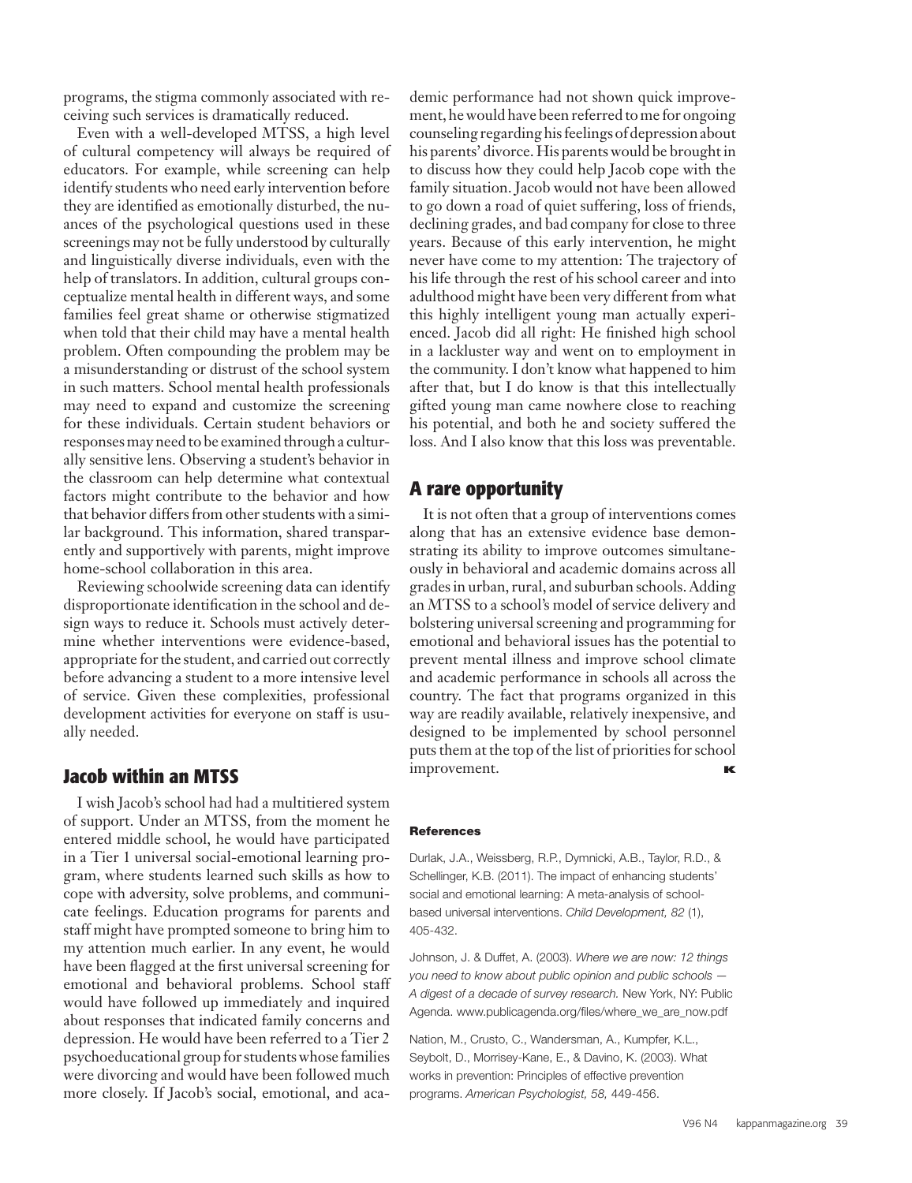programs, the stigma commonly associated with receiving such services is dramatically reduced.

Even with a well-developed MTSS, a high level of cultural competency will always be required of educators. For example, while screening can help identify students who need early intervention before they are identified as emotionally disturbed, the nuances of the psychological questions used in these screenings may not be fully understood by culturally and linguistically diverse individuals, even with the help of translators. In addition, cultural groups conceptualize mental health in different ways, and some families feel great shame or otherwise stigmatized when told that their child may have a mental health problem. Often compounding the problem may be a misunderstanding or distrust of the school system in such matters. School mental health professionals may need to expand and customize the screening for these individuals. Certain student behaviors or responses may need to be examined through a culturally sensitive lens. Observing a student's behavior in the classroom can help determine what contextual factors might contribute to the behavior and how that behavior differs from other students with a similar background. This information, shared transparently and supportively with parents, might improve home-school collaboration in this area.

Reviewing schoolwide screening data can identify disproportionate identification in the school and design ways to reduce it. Schools must actively determine whether interventions were evidence-based, appropriate for the student, and carried out correctly before advancing a student to a more intensive level of service. Given these complexities, professional development activities for everyone on staff is usually needed.

## Jacob within an MTSS

I wish Jacob's school had had a multitiered system of support. Under an MTSS, from the moment he entered middle school, he would have participated in a Tier 1 universal social-emotional learning program, where students learned such skills as how to cope with adversity, solve problems, and communicate feelings. Education programs for parents and staff might have prompted someone to bring him to my attention much earlier. In any event, he would have been flagged at the first universal screening for emotional and behavioral problems. School staff would have followed up immediately and inquired about responses that indicated family concerns and depression. He would have been referred to a Tier 2 psychoeducational group for students whose families were divorcing and would have been followed much more closely. If Jacob's social, emotional, and academic performance had not shown quick improvement, he would have been referred to me for ongoing counseling regarding his feelings of depression about his parents' divorce. His parents would be brought in to discuss how they could help Jacob cope with the family situation. Jacob would not have been allowed to go down a road of quiet suffering, loss of friends, declining grades, and bad company for close to three years. Because of this early intervention, he might never have come to my attention: The trajectory of his life through the rest of his school career and into adulthood might have been very different from what this highly intelligent young man actually experienced. Jacob did all right: He finished high school in a lackluster way and went on to employment in the community. I don't know what happened to him after that, but I do know is that this intellectually gifted young man came nowhere close to reaching his potential, and both he and society suffered the loss. And I also know that this loss was preventable.

## A rare opportunity

It is not often that a group of interventions comes along that has an extensive evidence base demonstrating its ability to improve outcomes simultaneously in behavioral and academic domains across all grades in urban, rural, and suburban schools. Adding an MTSS to a school's model of service delivery and bolstering universal screening and programming for emotional and behavioral issues has the potential to prevent mental illness and improve school climate and academic performance in schools all across the country. The fact that programs organized in this way are readily available, relatively inexpensive, and designed to be implemented by school personnel puts them at the top of the list of priorities for school improvement.

### References

Durlak, J.A., Weissberg, R.P., Dymnicki, A.B., Taylor, R.D., & Schellinger, K.B. (2011). The impact of enhancing students' social and emotional learning: A meta-analysis of school-based universal interventions. *Child Development, 82* (1), 405-432.

Johnson, J. & Duffet, A. (2003). *Where we are now: 12 things you need to know about public opinion and public schools — A digest of a decade of survey research.* New York, NY: Public Agenda. www.publicagenda.org/files/where_we_are_now.pdf

Nation, M., Crusto, C., Wandersman, A., Kumpfer, K.L., Seybolt, D., Morrisey-Kane, E., & Davino, K. (2003). What works in prevention: Principles of effective prevention programs. *American Psychologist, 58,* 449-456.